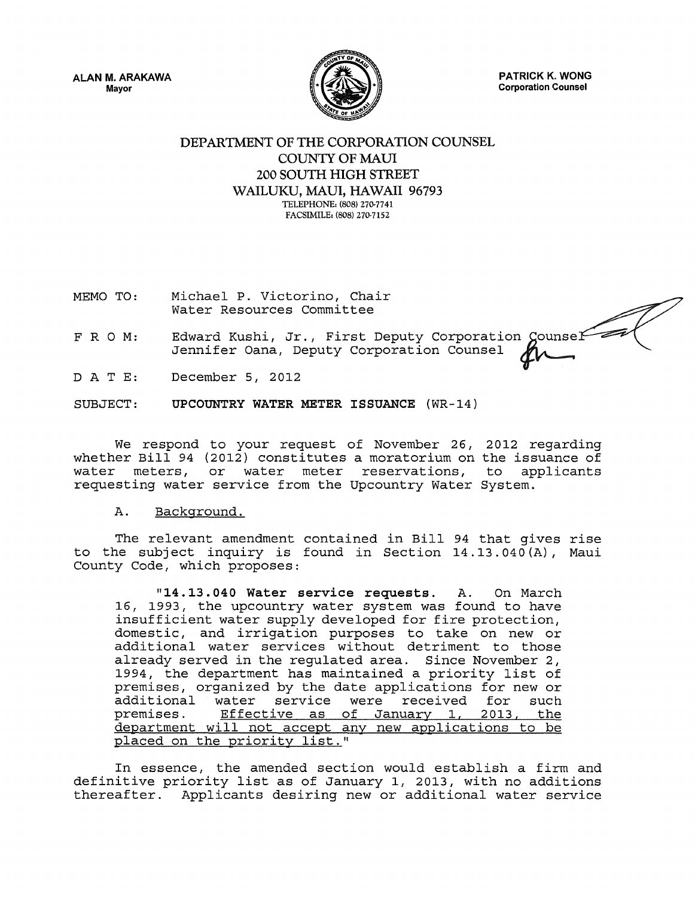ALAN M. ARAKAWA
Mayor

PATRICK K. WONG
Corporation Counsel

# DEPARTMENT OF THE CORPORATION COUNSEL
## COUNTY OF MAUI
## 200 SOUTH HIGH STREET
## WAILUKU, MAUI, HAWAII 96793

TELEPHONE: (808) 270-7741
FACSIMILE: (808) 270-7152

MEMO TO: Michael P. Victorino, Chair
Water Resources Committee

F R O M: Edward Kushi, Jr., First Deputy Corporation Counsel
Jennifer Oana, Deputy Corporation Counsel

D A T E: December 5, 2012

SUBJECT: **UPCOUNTRY WATER METER ISSUANCE** (WR-14)

We respond to your request of November 26, 2012 regarding whether Bill 94 (2012) constitutes a moratorium on the issuance of water meters, or water meter reservations, to applicants requesting water service from the Upcountry Water System.

A. Background.

The relevant amendment contained in Bill 94 that gives rise to the subject inquiry is found in Section 14.13.040(A), Maui County Code, which proposes:

> "**14.13.040 Water service requests.** A. On March 16, 1993, the upcountry water system was found to have insufficient water supply developed for fire protection, domestic, and irrigation purposes to take on new or additional water services without detriment to those already served in the regulated area. Since November 2, 1994, the department has maintained a priority list of premises, organized by the date applications for new or additional water service were received for such premises. Effective as of January 1, 2013, the department will not accept any new applications to be placed on the priority list."

In essence, the amended section would establish a firm and definitive priority list as of January 1, 2013, with no additions thereafter. Applicants desiring new or additional water service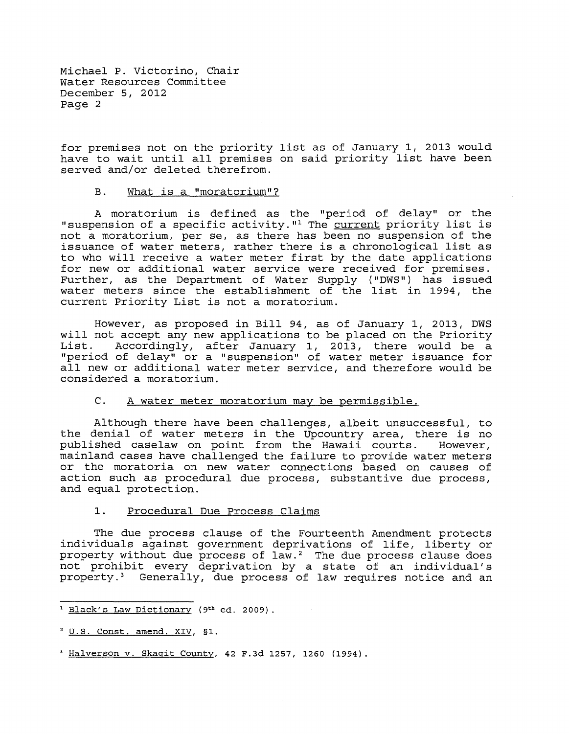for premises not on the priority list as of January 1, 2013 would have to wait until all premises on said priority list have been served and/or deleted therefrom.

B. What is a "moratorium"?

A moratorium is defined as the "period of delay" or the "suspension of a specific activity."[1] The current priority list is not a moratorium, per se, as there has been no suspension of the issuance of water meters, rather there is a chronological list as to who will receive a water meter first by the date applications for new or additional water service were received for premises. Further, as the Department of Water Supply ("DWS") has issued water meters since the establishment of the list in 1994, the current Priority List is not a moratorium.

However, as proposed in Bill 94, as of January 1, 2013, DWS will not accept any new applications to be placed on the Priority List. Accordingly, after January 1, 2013, there would be a "period of delay" or a "suspension" of water meter issuance for all new or additional water meter service, and therefore would be considered a moratorium.

C. A water meter moratorium may be permissible.

Although there have been challenges, albeit unsuccessful, to the denial of water meters in the Upcountry area, there is no published caselaw on point from the Hawaii courts. However, mainland cases have challenged the failure to provide water meters or the moratoria on new water connections based on causes of action such as procedural due process, substantive due process, and equal protection.

1. Procedural Due Process Claims

The due process clause of the Fourteenth Amendment protects individuals against government deprivations of life, liberty or property without due process of law.[2] The due process clause does not prohibit every deprivation by a state of an individual's property.[3] Generally, due process of law requires notice and an

---

[1] Black's Law Dictionary (9th ed. 2009).

[2] U.S. Const. amend. XIV, §1.

[3] Halverson v. Skagit County, 42 F.3d 1257, 1260 (1994).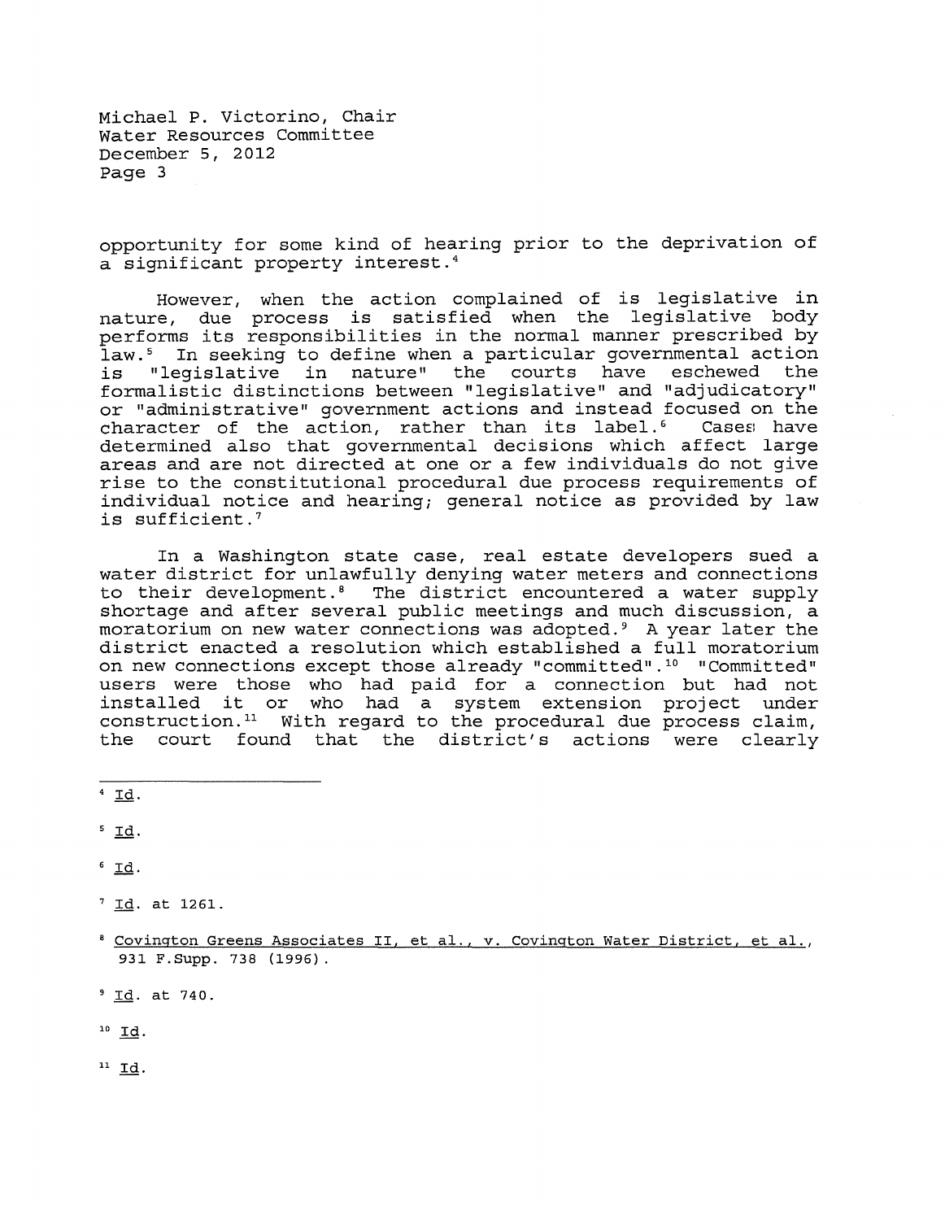opportunity for some kind of hearing prior to the deprivation of a significant property interest.[4]

However, when the action complained of is legislative in nature, due process is satisfied when the legislative body performs its responsibilities in the normal manner prescribed by law.[5] In seeking to define when a particular governmental action is "legislative in nature" the courts have eschewed the formalistic distinctions between "legislative" and "adjudicatory" or "administrative" government actions and instead focused on the character of the action, rather than its label.[6] Cases have determined also that governmental decisions which affect large areas and are not directed at one or a few individuals do not give rise to the constitutional procedural due process requirements of individual notice and hearing; general notice as provided by law is sufficient.[7]

In a Washington state case, real estate developers sued a water district for unlawfully denying water meters and connections to their development.[8] The district encountered a water supply shortage and after several public meetings and much discussion, a moratorium on new water connections was adopted.[9] A year later the district enacted a resolution which established a full moratorium on new connections except those already "committed".[10] "Committed" users were those who had paid for a connection but had not installed it or who had a system extension project under construction.[11] With regard to the procedural due process claim, the court found that the district's actions were clearly

---

[4] Id.

[5] Id.

[6] Id.

[7] Id. at 1261.

[8] Covington Greens Associates II, et al., v. Covington Water District, et al., 931 F.Supp. 738 (1996).

[9] Id. at 740.

[10] Id.

[11] Id.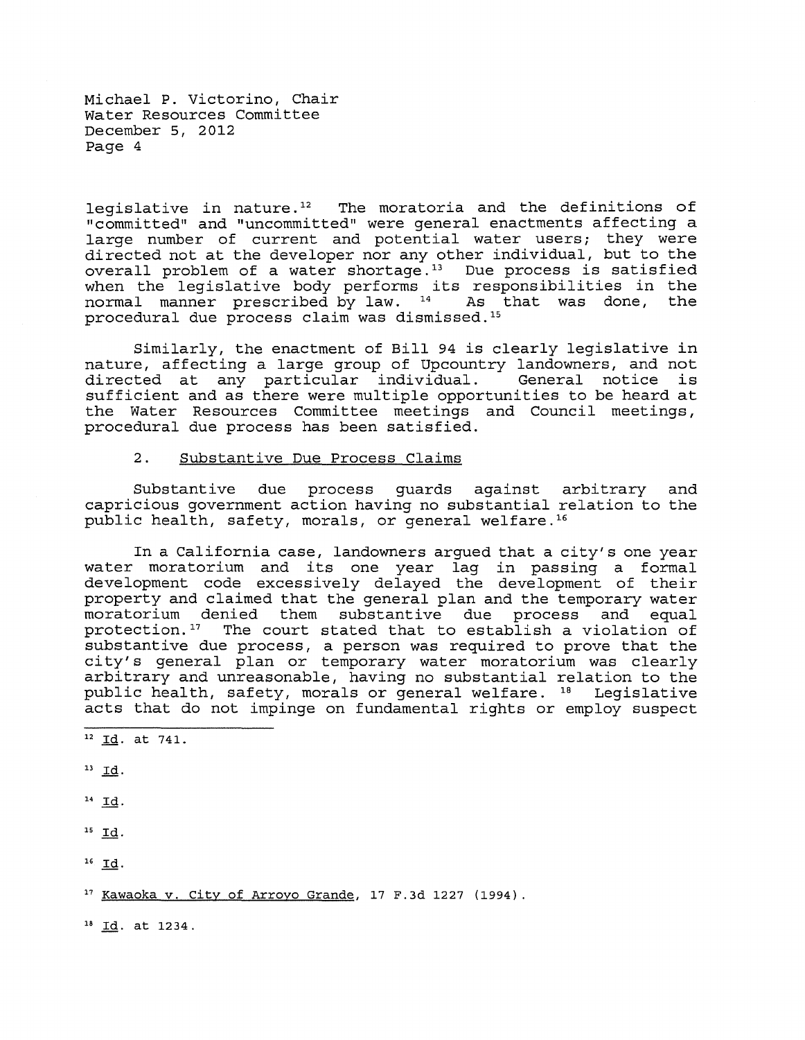legislative in nature.[12] The moratoria and the definitions of "committed" and "uncommitted" were general enactments affecting a large number of current and potential water users; they were directed not at the developer nor any other individual, but to the overall problem of a water shortage.[13] Due process is satisfied when the legislative body performs its responsibilities in the normal manner prescribed by law. [14] As that was done, the procedural due process claim was dismissed.[15]

Similarly, the enactment of Bill 94 is clearly legislative in nature, affecting a large group of Upcountry landowners, and not directed at any particular individual. General notice is sufficient and as there were multiple opportunities to be heard at the Water Resources Committee meetings and Council meetings, procedural due process has been satisfied.

2. <u>Substantive Due Process Claims</u>

Substantive due process guards against arbitrary and capricious government action having no substantial relation to the public health, safety, morals, or general welfare.[16]

In a California case, landowners argued that a city's one year water moratorium and its one year lag in passing a formal development code excessively delayed the development of their property and claimed that the general plan and the temporary water moratorium denied them substantive due process and equal protection.[17] The court stated that to establish a violation of substantive due process, a person was required to prove that the city's general plan or temporary water moratorium was clearly arbitrary and unreasonable, having no substantial relation to the public health, safety, morals or general welfare. [18] Legislative acts that do not impinge on fundamental rights or employ suspect

---

[12] <u>Id</u>. at 741.

[13] <u>Id</u>.

[14] <u>Id</u>.

[15] <u>Id</u>.

[16] <u>Id</u>.

[17] <u>Kawaoka v. City of Arroyo Grande</u>, 17 F.3d 1227 (1994).

[18] <u>Id</u>. at 1234.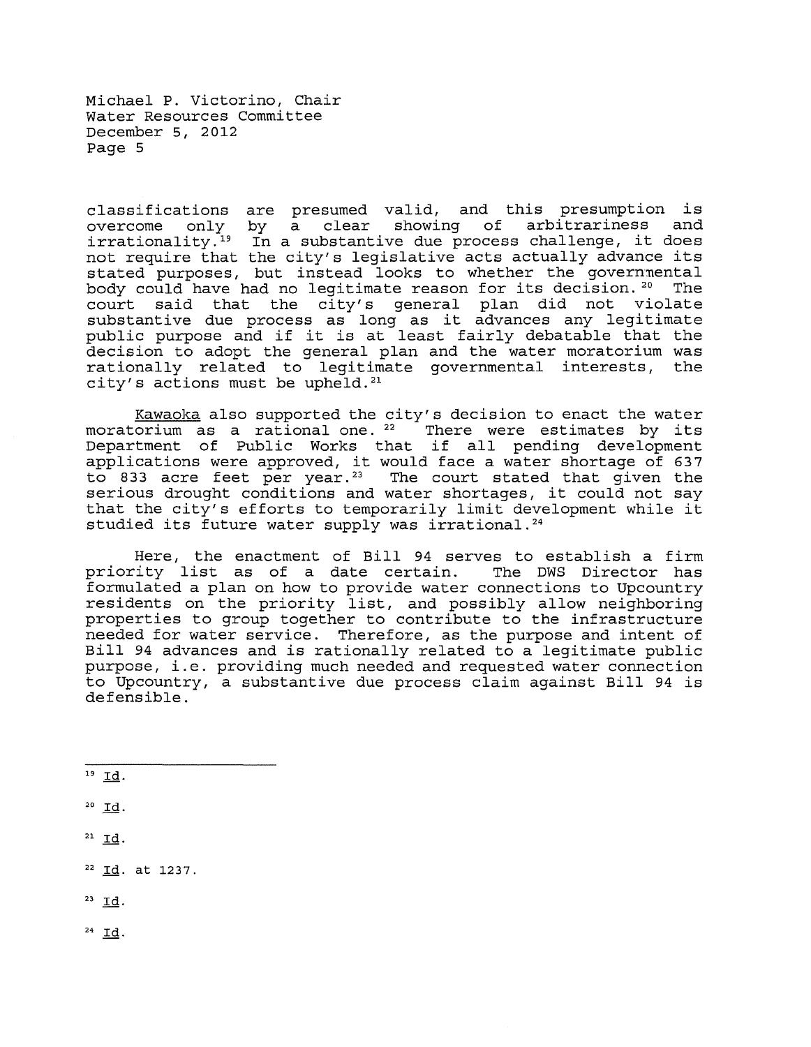classifications are presumed valid, and this presumption is overcome only by a clear showing of arbitrariness and irrationality.[19] In a substantive due process challenge, it does not require that the city's legislative acts actually advance its stated purposes, but instead looks to whether the governmental body could have had no legitimate reason for its decision.[20] The court said that the city's general plan did not violate substantive due process as long as it advances any legitimate public purpose and if it is at least fairly debatable that the decision to adopt the general plan and the water moratorium was rationally related to legitimate governmental interests, the city's actions must be upheld.[21]

Kawaoka also supported the city's decision to enact the water moratorium as a rational one.[22] There were estimates by its Department of Public Works that if all pending development applications were approved, it would face a water shortage of 637 to 833 acre feet per year.[23] The court stated that given the serious drought conditions and water shortages, it could not say that the city's efforts to temporarily limit development while it studied its future water supply was irrational.[24]

Here, the enactment of Bill 94 serves to establish a firm priority list as of a date certain. The DWS Director has formulated a plan on how to provide water connections to Upcountry residents on the priority list, and possibly allow neighboring properties to group together to contribute to the infrastructure needed for water service. Therefore, as the purpose and intent of Bill 94 advances and is rationally related to a legitimate public purpose, i.e. providing much needed and requested water connection to Upcountry, a substantive due process claim against Bill 94 is defensible.

---

[19] Id.

[20] Id.

[21] Id.

[22] Id. at 1237.

[23] Id.

[24] Id.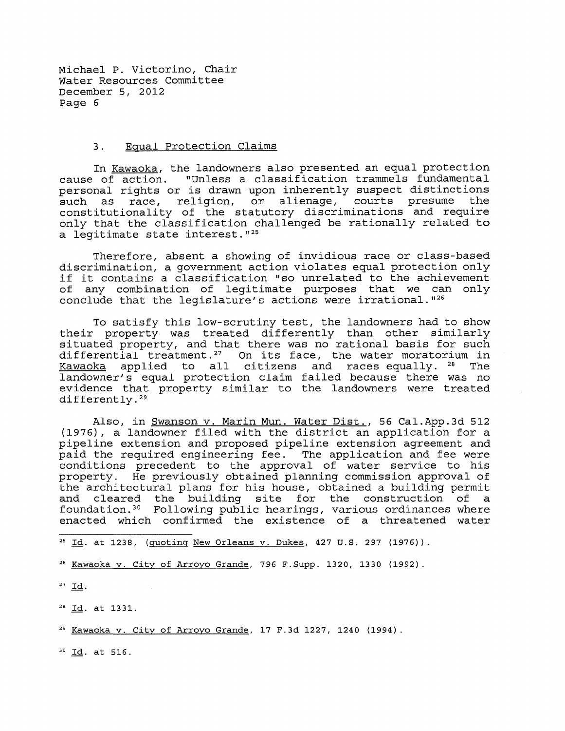Michael P. Victorino, Chair
Water Resources Committee
December 5, 2012

### 3. Equal Protection Claims

In Kawaoka, the landowners also presented an equal protection cause of action. "Unless a classification trammels fundamental personal rights or is drawn upon inherently suspect distinctions such as race, religion, or alienage, courts presume the constitutionality of the statutory discriminations and require only that the classification challenged be rationally related to a legitimate state interest."[25]

Therefore, absent a showing of invidious race or class-based discrimination, a government action violates equal protection only if it contains a classification "so unrelated to the achievement of any combination of legitimate purposes that we can only conclude that the legislature's actions were irrational."[26]

To satisfy this low-scrutiny test, the landowners had to show their property was treated differently than other similarly situated property, and that there was no rational basis for such differential treatment.[27] On its face, the water moratorium in Kawaoka applied to all citizens and races equally.[28] The landowner's equal protection claim failed because there was no evidence that property similar to the landowners were treated differently.[29]

Also, in Swanson v. Marin Mun. Water Dist., 56 Cal.App.3d 512 (1976), a landowner filed with the district an application for a pipeline extension and proposed pipeline extension agreement and paid the required engineering fee. The application and fee were conditions precedent to the approval of water service to his property. He previously obtained planning commission approval of the architectural plans for his house, obtained a building permit and cleared the building site for the construction of a foundation.[30] Following public hearings, various ordinances where enacted which confirmed the existence of a threatened water

---

[25] Id. at 1238, (quoting New Orleans v. Dukes, 427 U.S. 297 (1976)).

[26] Kawaoka v. City of Arroyo Grande, 796 F.Supp. 1320, 1330 (1992).

[27] Id.

[28] Id. at 1331.

[29] Kawaoka v. City of Arroyo Grande, 17 F.3d 1227, 1240 (1994).

[30] Id. at 516.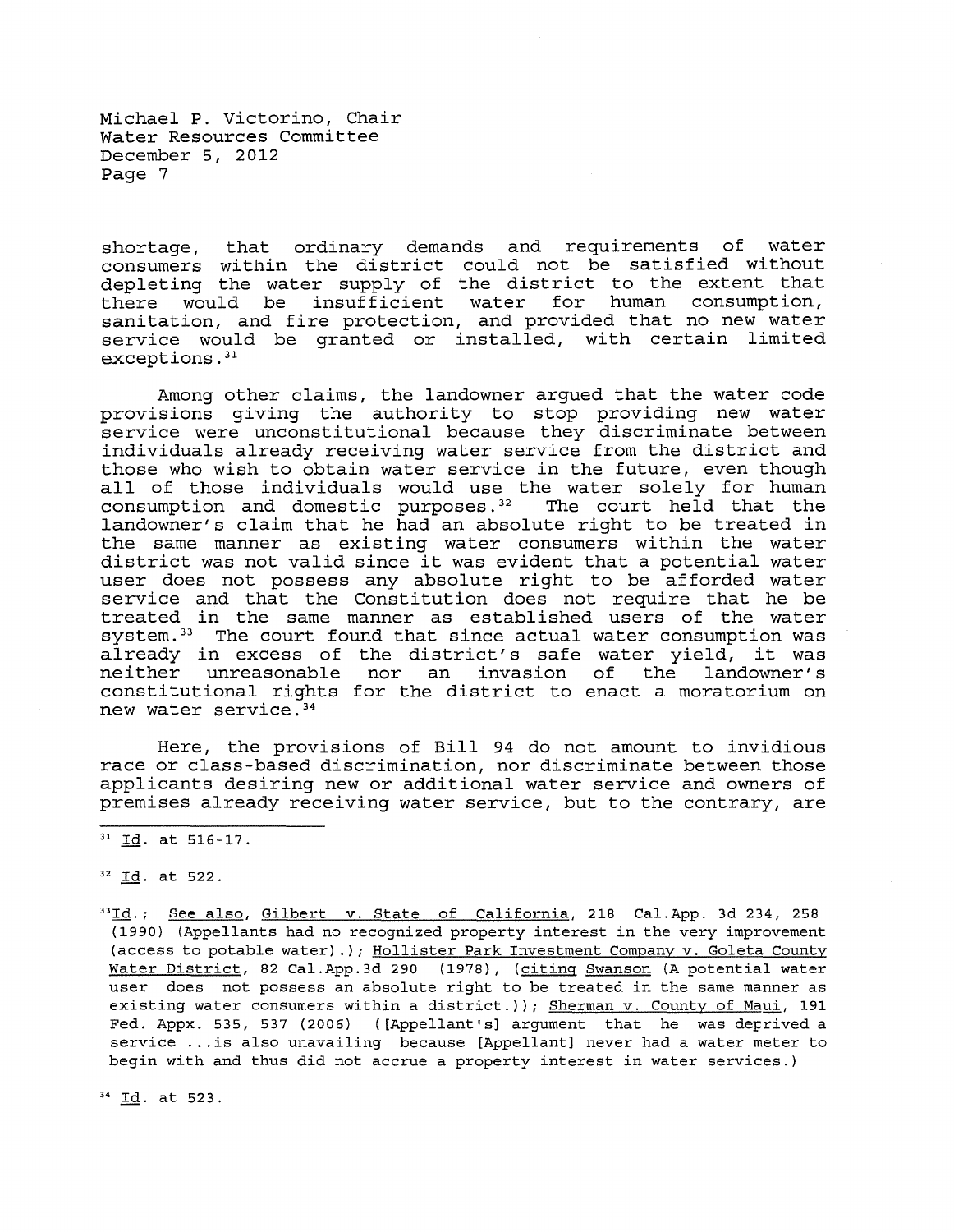shortage, that ordinary demands and requirements of water consumers within the district could not be satisfied without depleting the water supply of the district to the extent that there would be insufficient water for human consumption, sanitation, and fire protection, and provided that no new water service would be granted or installed, with certain limited exceptions.[31]

Among other claims, the landowner argued that the water code provisions giving the authority to stop providing new water service were unconstitutional because they discriminate between individuals already receiving water service from the district and those who wish to obtain water service in the future, even though all of those individuals would use the water solely for human consumption and domestic purposes.[32] The court held that the landowner's claim that he had an absolute right to be treated in the same manner as existing water consumers within the water district was not valid since it was evident that a potential water user does not possess any absolute right to be afforded water service and that the Constitution does not require that he be treated in the same manner as established users of the water system.[33] The court found that since actual water consumption was already in excess of the district's safe water yield, it was neither unreasonable nor an invasion of the landowner's constitutional rights for the district to enact a moratorium on new water service.[34]

Here, the provisions of Bill 94 do not amount to invidious race or class-based discrimination, nor discriminate between those applicants desiring new or additional water service and owners of premises already receiving water service, but to the contrary, are

---

[31] Id. at 516-17.

[32] Id. at 522.

[33] Id.; See also, Gilbert v. State of California, 218 Cal.App. 3d 234, 258 (1990) (Appellants had no recognized property interest in the very improvement (access to potable water).); Hollister Park Investment Company v. Goleta County Water District, 82 Cal.App.3d 290 (1978), (citing Swanson (A potential water user does not possess an absolute right to be treated in the same manner as existing water consumers within a district.)); Sherman v. County of Maui, 191 Fed. Appx. 535, 537 (2006) ([Appellant's] argument that he was deprived a service ...is also unavailing because [Appellant] never had a water meter to begin with and thus did not accrue a property interest in water services.)

[34] Id. at 523.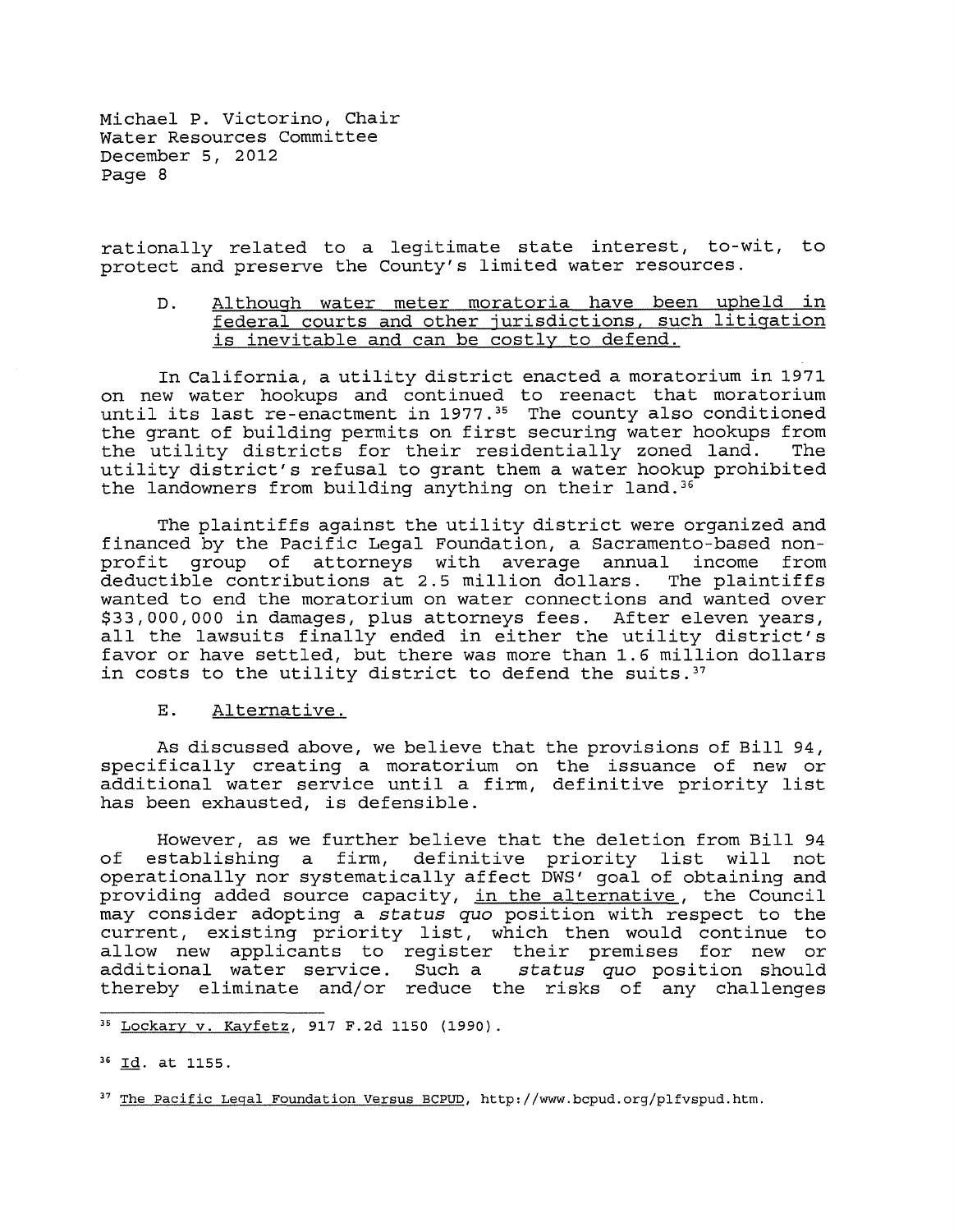rationally related to a legitimate state interest, to-wit, to protect and preserve the County's limited water resources.

D. <u>Although water meter moratoria have been upheld in federal courts and other jurisdictions, such litigation is inevitable and can be costly to defend.</u>

In California, a utility district enacted a moratorium in 1971 on new water hookups and continued to reenact that moratorium until its last re-enactment in 1977.[35] The county also conditioned the grant of building permits on first securing water hookups from the utility districts for their residentially zoned land. The utility district's refusal to grant them a water hookup prohibited the landowners from building anything on their land.[36]

The plaintiffs against the utility district were organized and financed by the Pacific Legal Foundation, a Sacramento-based non-profit group of attorneys with average annual income from deductible contributions at 2.5 million dollars. The plaintiffs wanted to end the moratorium on water connections and wanted over $33,000,000 in damages, plus attorneys fees. After eleven years, all the lawsuits finally ended in either the utility district's favor or have settled, but there was more than 1.6 million dollars in costs to the utility district to defend the suits.[37]

E. <u>Alternative.</u>

As discussed above, we believe that the provisions of Bill 94, specifically creating a moratorium on the issuance of new or additional water service until a firm, definitive priority list has been exhausted, is defensible.

However, as we further believe that the deletion from Bill 94 of establishing a firm, definitive priority list will not operationally nor systematically affect DWS' goal of obtaining and providing added source capacity, <u>in the alternative</u>, the Council may consider adopting a *status quo* position with respect to the current, existing priority list, which then would continue to allow new applicants to register their premises for new or additional water service. Such a *status quo* position should thereby eliminate and/or reduce the risks of any challenges

---

[35] <u>Lockary v. Kayfetz</u>, 917 F.2d 1150 (1990).

[36] <u>Id</u>. at 1155.

[37] <u>The Pacific Legal Foundation Versus BCPUD</u>, http://www.bcpud.org/plfvspud.htm.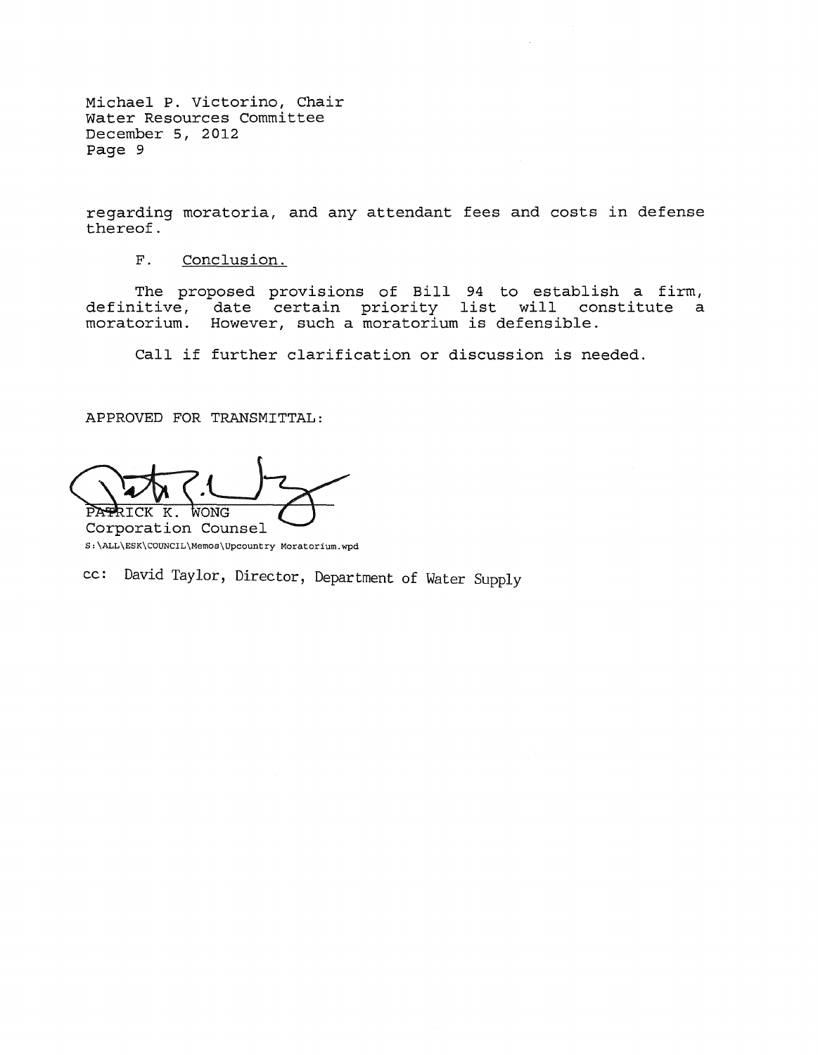regarding moratoria, and any attendant fees and costs in defense thereof.

F. Conclusion.

The proposed provisions of Bill 94 to establish a firm, definitive, date certain priority list will constitute a moratorium. However, such a moratorium is defensible.

Call if further clarification or discussion is needed.

APPROVED FOR TRANSMITTAL:

PATRICK K. WONG
Corporation Counsel

S:\ALL\ESK\COUNCIL\Memos\Upcountry Moratorium.wpd

cc: David Taylor, Director, Department of Water Supply